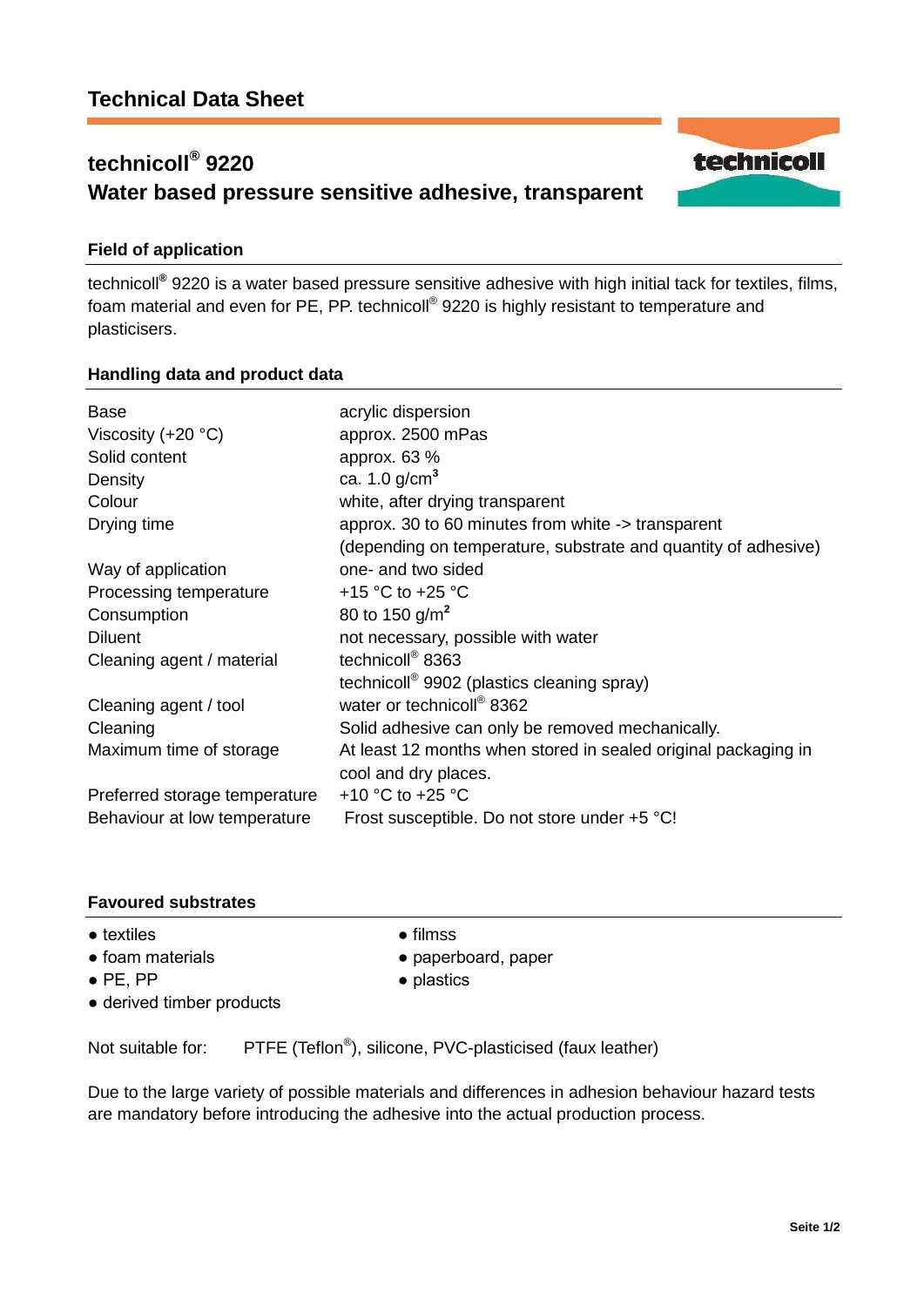# Technical Data Sheet

## technicoll® 9220
## Water based pressure sensitive adhesive, transparent

### Field of application

technicoll® 9220 is a water based pressure sensitive adhesive with high initial tack for textiles, films, foam material and even for PE, PP. technicoll® 9220 is highly resistant to temperature and plasticisers.

### Handling data and product data

| | |
|---|---|
| Base | acrylic dispersion |
| Viscosity (+20 °C) | approx. 2500 mPas |
| Solid content | approx. 63 % |
| Density | ca. 1.0 g/cm$^3$ |
| Colour | white, after drying transparent |
| Drying time | approx. 30 to 60 minutes from white -> transparent (depending on temperature, substrate and quantity of adhesive) |
| Way of application | one- and two sided |
| Processing temperature | +15 °C to +25 °C |
| Consumption | 80 to 150 g/m$^2$ |
| Diluent | not necessary, possible with water |
| Cleaning agent / material | technicoll® 8363<br>technicoll® 9902 (plastics cleaning spray) |
| Cleaning agent / tool | water or technicoll® 8362 |
| Cleaning | Solid adhesive can only be removed mechanically. |
| Maximum time of storage | At least 12 months when stored in sealed original packaging in cool and dry places. |
| Preferred storage temperature | +10 °C to +25 °C |
| Behaviour at low temperature | Frost susceptible. Do not store under +5 °C! |

### Favoured substrates

- textiles
- foam materials
- PE, PP
- derived timber products
- filmss
- paperboard, paper
- plastics

Not suitable for: PTFE (Teflon®), silicone, PVC-plasticised (faux leather)

Due to the large variety of possible materials and differences in adhesion behaviour hazard tests are mandatory before introducing the adhesive into the actual production process.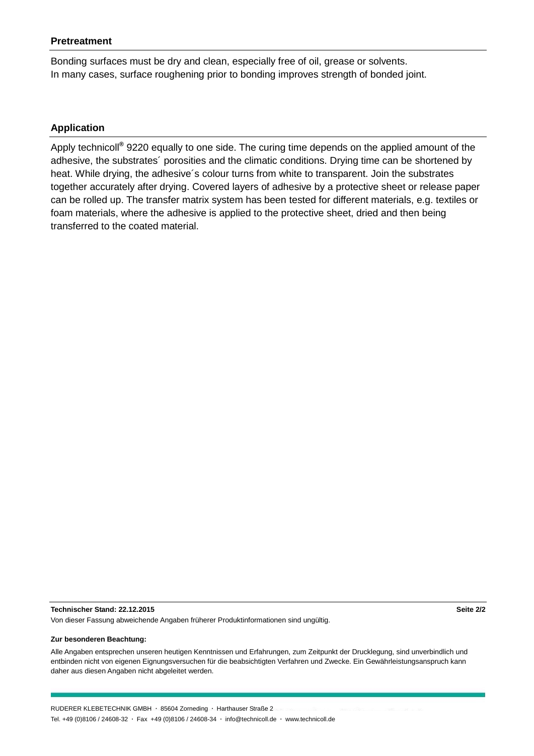## Pretreatment

Bonding surfaces must be dry and clean, especially free of oil, grease or solvents.
In many cases, surface roughening prior to bonding improves strength of bonded joint.

## Application

Apply technicoll® 9220 equally to one side. The curing time depends on the applied amount of the adhesive, the substrates´ porosities and the climatic conditions. Drying time can be shortened by heat. While drying, the adhesive´s colour turns from white to transparent. Join the substrates together accurately after drying. Covered layers of adhesive by a protective sheet or release paper can be rolled up. The transfer matrix system has been tested for different materials, e.g. textiles or foam materials, where the adhesive is applied to the protective sheet, dried and then being transferred to the coated material.

**Technischer Stand: 22.12.2015**

Von dieser Fassung abweichende Angaben früherer Produktinformationen sind ungültig.

**Zur besonderen Beachtung:**

Alle Angaben entsprechen unseren heutigen Kenntnissen und Erfahrungen, zum Zeitpunkt der Drucklegung, sind unverbindlich und entbinden nicht von eigenen Eignungsversuchen für die beabsichtigten Verfahren und Zwecke. Ein Gewährleistungsanspruch kann daher aus diesen Angaben nicht abgeleitet werden.

RUDERER KLEBETECHNIK GMBH · 85604 Zorneding · Harthauser Straße 2
Tel. +49 (0)8106 / 24608-32 · Fax +49 (0)8106 / 24608-34 · info@technicoll.de · www.technicoll.de